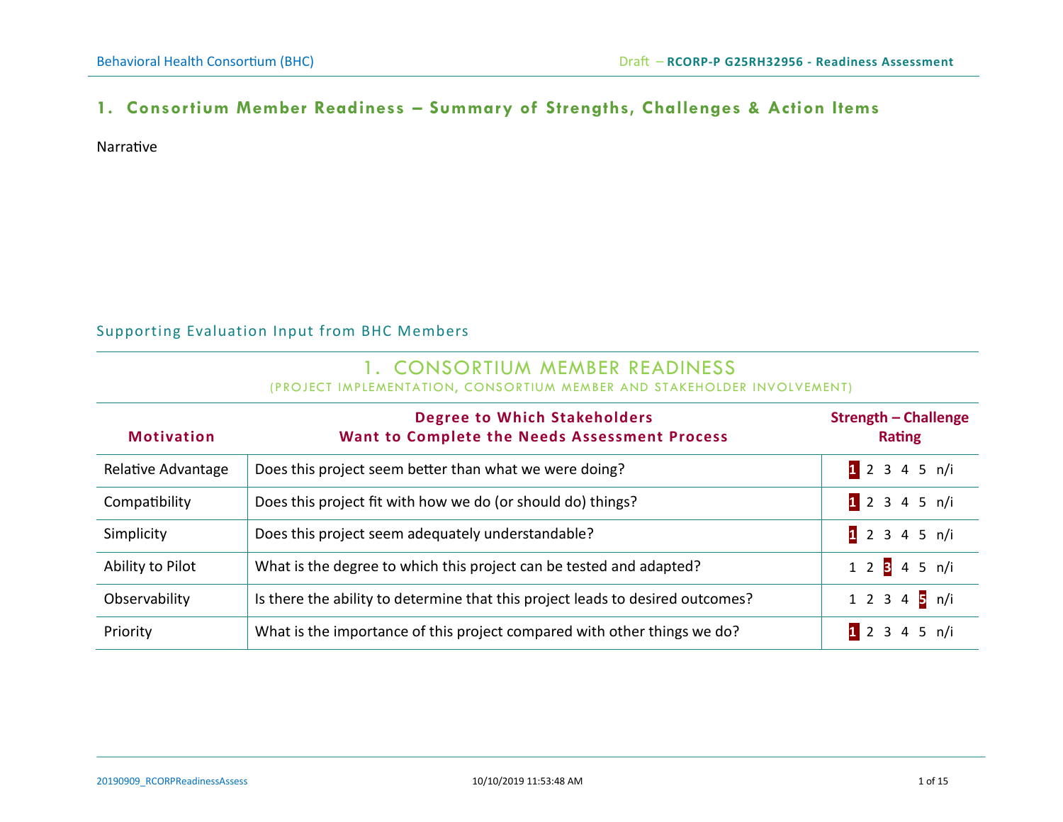# 1. Consortium Member Readiness – Summary of Strengths, Challenges & Action Items

Narrative

## Supporting Evaluation Input from BHC Members

### 1. CONSORTIUM MEMBER READINESS

(PROJECT IMPLEMENTATION, CONSORTIUM MEMBER AND STAKEHOLDER INVOLVEMENT)

| Motivation | Degree to Which Stakeholders Want to Complete the Needs Assessment Process | Strength – Challenge Rating |
|---|---|---|
| Relative Advantage | Does this project seem better than what we were doing? | **1** 2 3 4 5 n/i |
| Compatibility | Does this project fit with how we do (or should do) things? | **1** 2 3 4 5 n/i |
| Simplicity | Does this project seem adequately understandable? | **1** 2 3 4 5 n/i |
| Ability to Pilot | What is the degree to which this project can be tested and adapted? | 1 2 **3** 4 5 n/i |
| Observability | Is there the ability to determine that this project leads to desired outcomes? | 1 2 3 4 **5** n/i |
| Priority | What is the importance of this project compared with other things we do? | **1** 2 3 4 5 n/i |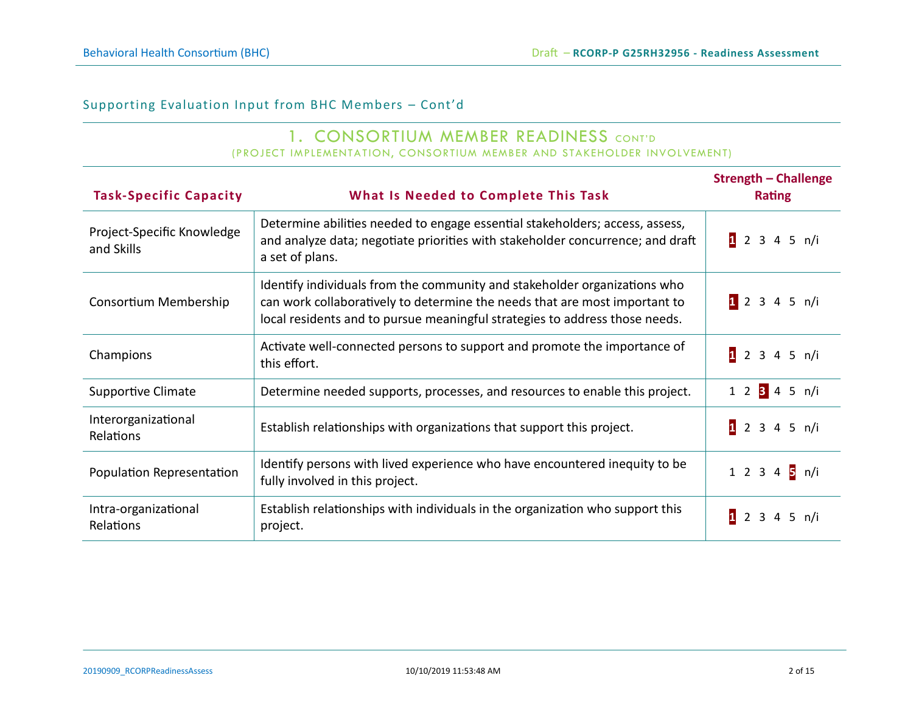## Supporting Evaluation Input from BHC Members – Cont'd

### 1. CONSORTIUM MEMBER READINESS CONT'D

(PROJECT IMPLEMENTATION, CONSORTIUM MEMBER AND STAKEHOLDER INVOLVEMENT)

| Task-Specific Capacity | What Is Needed to Complete This Task | Strength – Challenge Rating |
|---|---|---|
| Project-Specific Knowledge and Skills | Determine abilities needed to engage essential stakeholders; access, assess, and analyze data; negotiate priorities with stakeholder concurrence; and draft a set of plans. | **1** 2 3 4 5 n/i |
| Consortium Membership | Identify individuals from the community and stakeholder organizations who can work collaboratively to determine the needs that are most important to local residents and to pursue meaningful strategies to address those needs. | **1** 2 3 4 5 n/i |
| Champions | Activate well-connected persons to support and promote the importance of this effort. | **1** 2 3 4 5 n/i |
| Supportive Climate | Determine needed supports, processes, and resources to enable this project. | 1 2 **3** 4 5 n/i |
| Interorganizational Relations | Establish relationships with organizations that support this project. | **1** 2 3 4 5 n/i |
| Population Representation | Identify persons with lived experience who have encountered inequity to be fully involved in this project. | 1 2 3 4 **5** n/i |
| Intra-organizational Relations | Establish relationships with individuals in the organization who support this project. | **1** 2 3 4 5 n/i |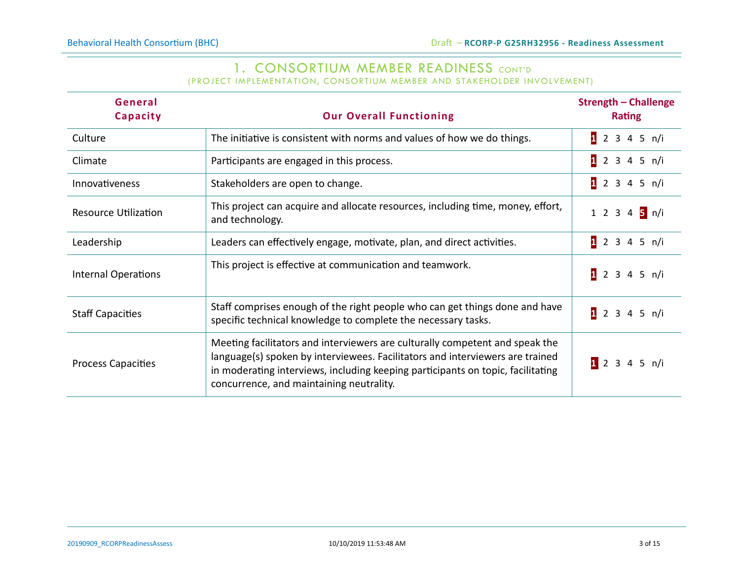## 1. CONSORTIUM MEMBER READINESS CONT'D

(PROJECT IMPLEMENTATION, CONSORTIUM MEMBER AND STAKEHOLDER INVOLVEMENT)

| General Capacity | Our Overall Functioning | Strength – Challenge Rating |
|---|---|---|
| Culture | The initiative is consistent with norms and values of how we do things. | **1** 2 3 4 5 n/i |
| Climate | Participants are engaged in this process. | **1** 2 3 4 5 n/i |
| Innovativeness | Stakeholders are open to change. | **1** 2 3 4 5 n/i |
| Resource Utilization | This project can acquire and allocate resources, including time, money, effort, and technology. | 1 2 3 4 **5** n/i |
| Leadership | Leaders can effectively engage, motivate, plan, and direct activities. | **1** 2 3 4 5 n/i |
| Internal Operations | This project is effective at communication and teamwork. | **1** 2 3 4 5 n/i |
| Staff Capacities | Staff comprises enough of the right people who can get things done and have specific technical knowledge to complete the necessary tasks. | **1** 2 3 4 5 n/i |
| Process Capacities | Meeting facilitators and interviewers are culturally competent and speak the language(s) spoken by interviewees. Facilitators and interviewers are trained in moderating interviews, including keeping participants on topic, facilitating concurrence, and maintaining neutrality. | **1** 2 3 4 5 n/i |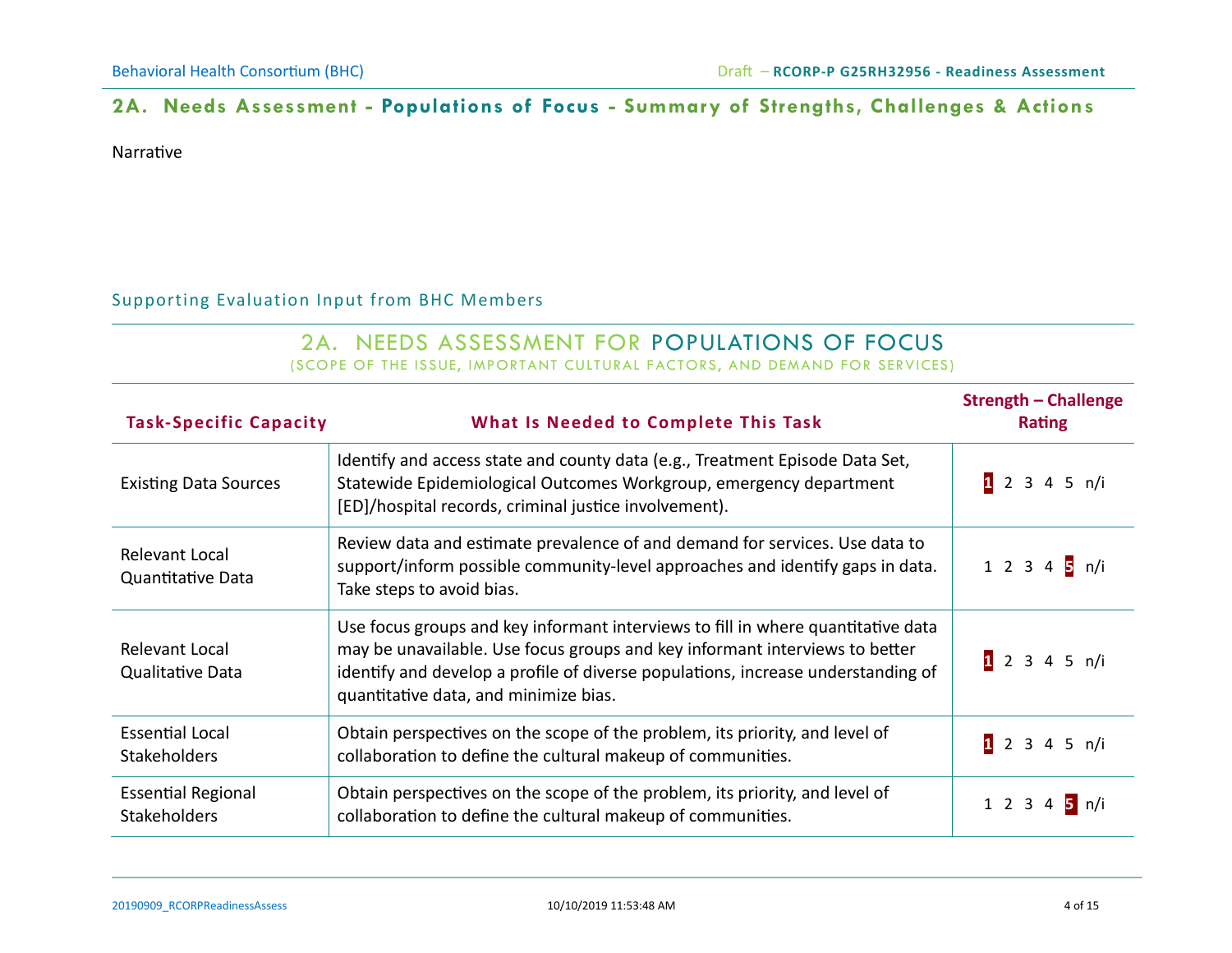## 2A. Needs Assessment - Populations of Focus - Summary of Strengths, Challenges & Actions

Narrative

### Supporting Evaluation Input from BHC Members

**2A. NEEDS ASSESSMENT FOR POPULATIONS OF FOCUS**
(SCOPE OF THE ISSUE, IMPORTANT CULTURAL FACTORS, AND DEMAND FOR SERVICES)

| Task-Specific Capacity | What Is Needed to Complete This Task | Strength – Challenge Rating |
|---|---|---|
| Existing Data Sources | Identify and access state and county data (e.g., Treatment Episode Data Set, Statewide Epidemiological Outcomes Workgroup, emergency department [ED]/hospital records, criminal justice involvement). | **1** 2 3 4 5 n/i |
| Relevant Local Quantitative Data | Review data and estimate prevalence of and demand for services. Use data to support/inform possible community-level approaches and identify gaps in data. Take steps to avoid bias. | 1 2 3 4 **5** n/i |
| Relevant Local Qualitative Data | Use focus groups and key informant interviews to fill in where quantitative data may be unavailable. Use focus groups and key informant interviews to better identify and develop a profile of diverse populations, increase understanding of quantitative data, and minimize bias. | **1** 2 3 4 5 n/i |
| Essential Local Stakeholders | Obtain perspectives on the scope of the problem, its priority, and level of collaboration to define the cultural makeup of communities. | **1** 2 3 4 5 n/i |
| Essential Regional Stakeholders | Obtain perspectives on the scope of the problem, its priority, and level of collaboration to define the cultural makeup of communities. | 1 2 3 4 **5** n/i |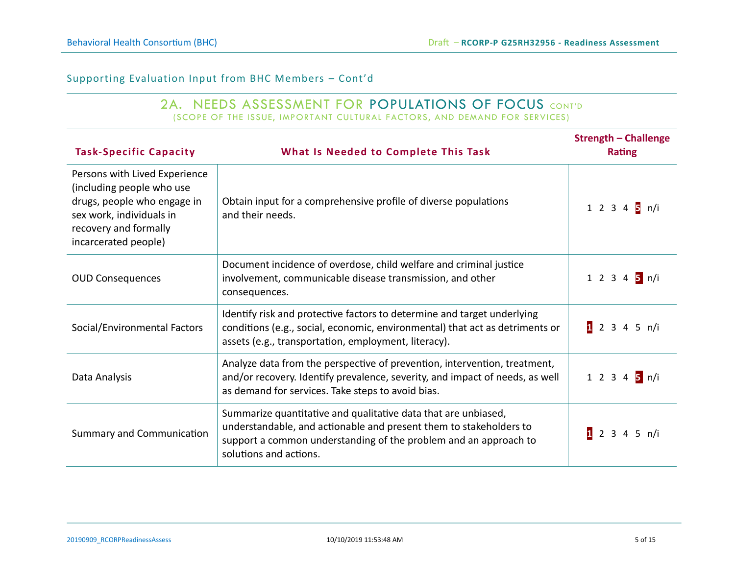Supporting Evaluation Input from BHC Members – Cont'd

## 2A. NEEDS ASSESSMENT FOR POPULATIONS OF FOCUS CONT'D

(SCOPE OF THE ISSUE, IMPORTANT CULTURAL FACTORS, AND DEMAND FOR SERVICES)

| Task-Specific Capacity | What Is Needed to Complete This Task | Strength – Challenge Rating |
|---|---|---|
| Persons with Lived Experience (including people who use drugs, people who engage in sex work, individuals in recovery and formally incarcerated people) | Obtain input for a comprehensive profile of diverse populations and their needs. | 1 2 3 4 **5** n/i |
| OUD Consequences | Document incidence of overdose, child welfare and criminal justice involvement, communicable disease transmission, and other consequences. | 1 2 3 4 **5** n/i |
| Social/Environmental Factors | Identify risk and protective factors to determine and target underlying conditions (e.g., social, economic, environmental) that act as detriments or assets (e.g., transportation, employment, literacy). | **1** 2 3 4 5 n/i |
| Data Analysis | Analyze data from the perspective of prevention, intervention, treatment, and/or recovery. Identify prevalence, severity, and impact of needs, as well as demand for services. Take steps to avoid bias. | 1 2 3 4 **5** n/i |
| Summary and Communication | Summarize quantitative and qualitative data that are unbiased, understandable, and actionable and present them to stakeholders to support a common understanding of the problem and an approach to solutions and actions. | **1** 2 3 4 5 n/i |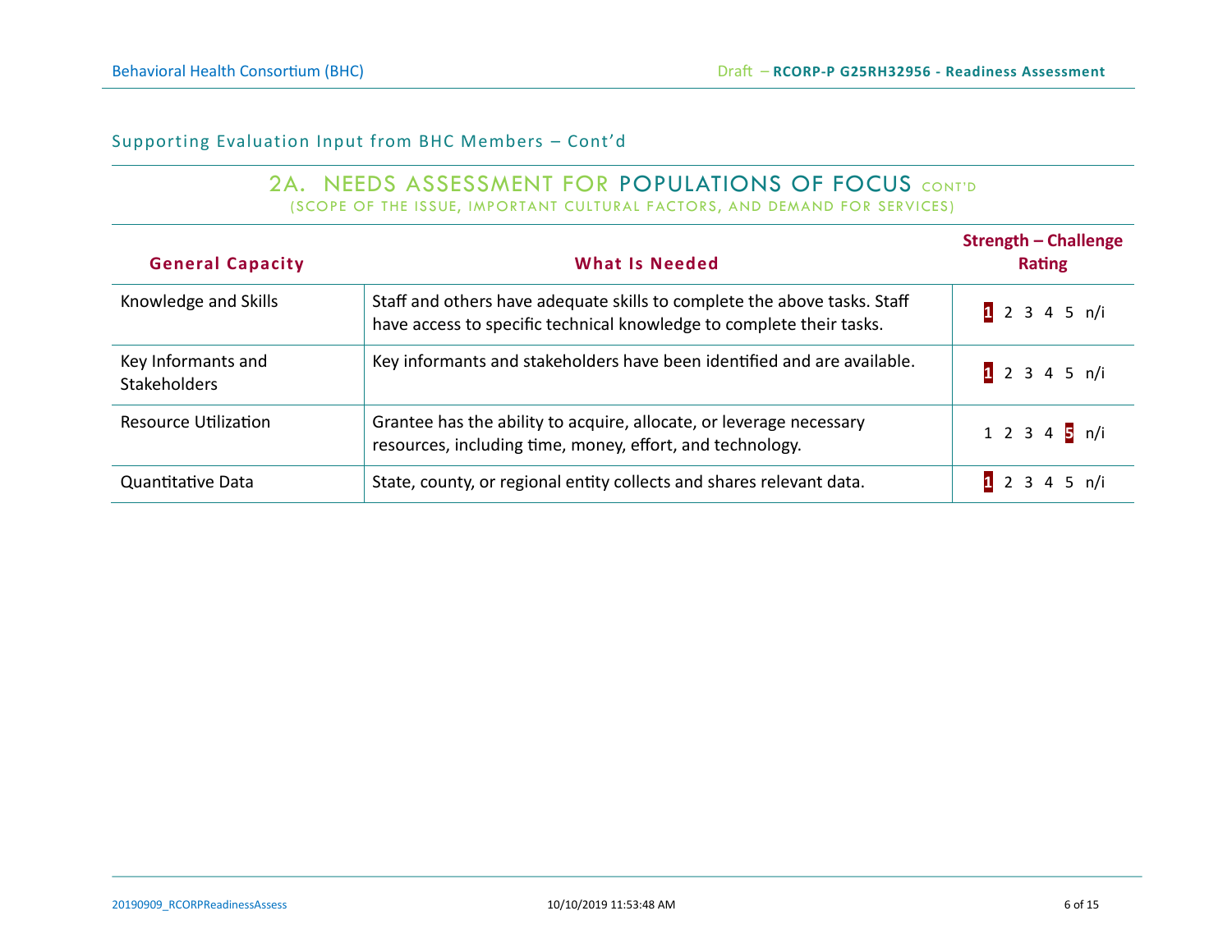## Supporting Evaluation Input from BHC Members – Cont'd

### 2A. NEEDS ASSESSMENT FOR POPULATIONS OF FOCUS CONT'D

(SCOPE OF THE ISSUE, IMPORTANT CULTURAL FACTORS, AND DEMAND FOR SERVICES)

| General Capacity | What Is Needed | Strength – Challenge Rating |
|---|---|---|
| Knowledge and Skills | Staff and others have adequate skills to complete the above tasks. Staff have access to specific technical knowledge to complete their tasks. | **1** 2 3 4 5 n/i |
| Key Informants and Stakeholders | Key informants and stakeholders have been identified and are available. | **1** 2 3 4 5 n/i |
| Resource Utilization | Grantee has the ability to acquire, allocate, or leverage necessary resources, including time, money, effort, and technology. | 1 2 3 4 **5** n/i |
| Quantitative Data | State, county, or regional entity collects and shares relevant data. | **1** 2 3 4 5 n/i |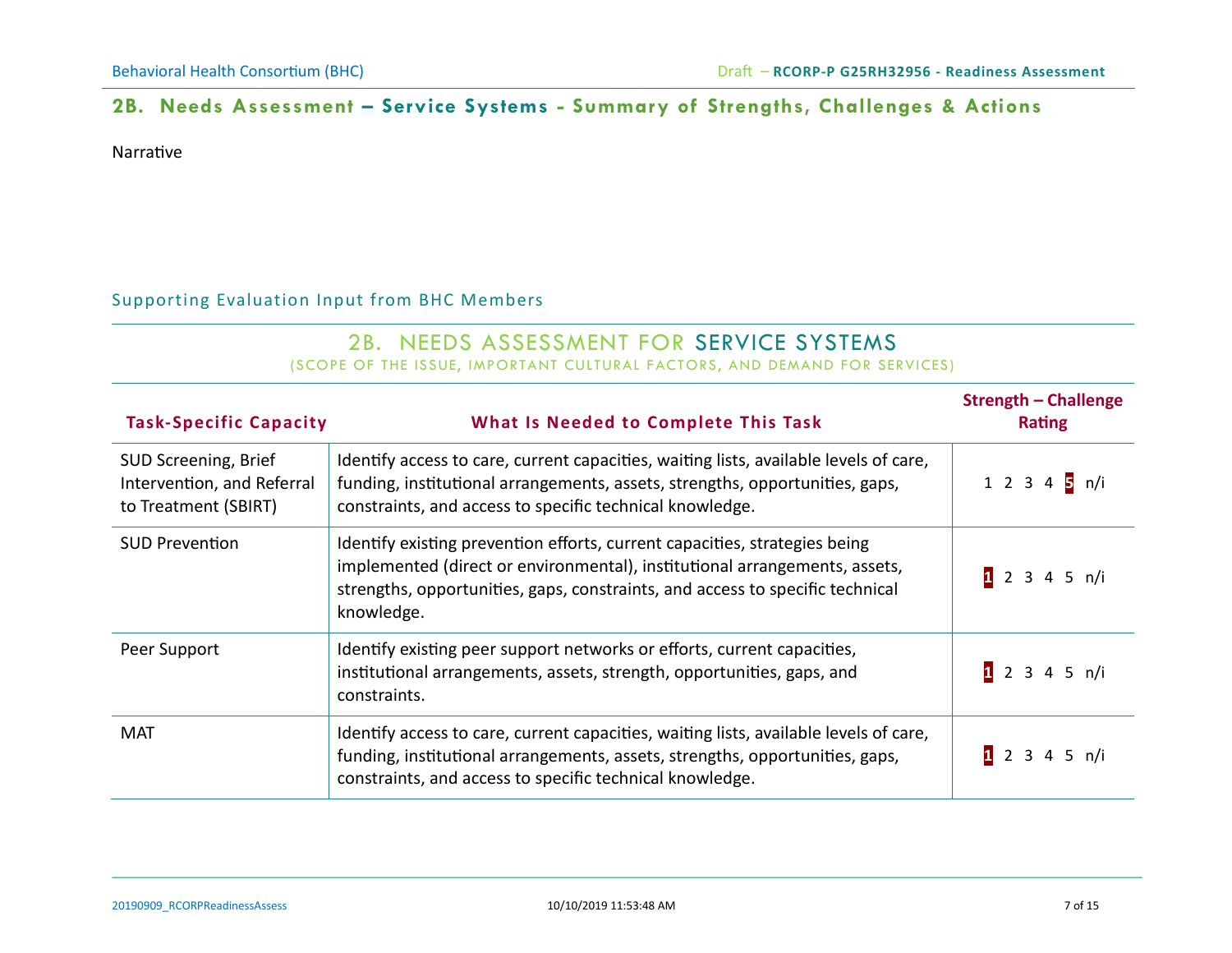## 2B. Needs Assessment – Service Systems - Summary of Strengths, Challenges & Actions

Narrative

### Supporting Evaluation Input from BHC Members

### 2B. NEEDS ASSESSMENT FOR SERVICE SYSTEMS

(SCOPE OF THE ISSUE, IMPORTANT CULTURAL FACTORS, AND DEMAND FOR SERVICES)

| Task-Specific Capacity | What Is Needed to Complete This Task | Strength – Challenge Rating |
|---|---|---|
| SUD Screening, Brief Intervention, and Referral to Treatment (SBIRT) | Identify access to care, current capacities, waiting lists, available levels of care, funding, institutional arrangements, assets, strengths, opportunities, gaps, constraints, and access to specific technical knowledge. | 1 2 3 4 **5** n/i |
| SUD Prevention | Identify existing prevention efforts, current capacities, strategies being implemented (direct or environmental), institutional arrangements, assets, strengths, opportunities, gaps, constraints, and access to specific technical knowledge. | **1** 2 3 4 5 n/i |
| Peer Support | Identify existing peer support networks or efforts, current capacities, institutional arrangements, assets, strength, opportunities, gaps, and constraints. | **1** 2 3 4 5 n/i |
| MAT | Identify access to care, current capacities, waiting lists, available levels of care, funding, institutional arrangements, assets, strengths, opportunities, gaps, constraints, and access to specific technical knowledge. | **1** 2 3 4 5 n/i |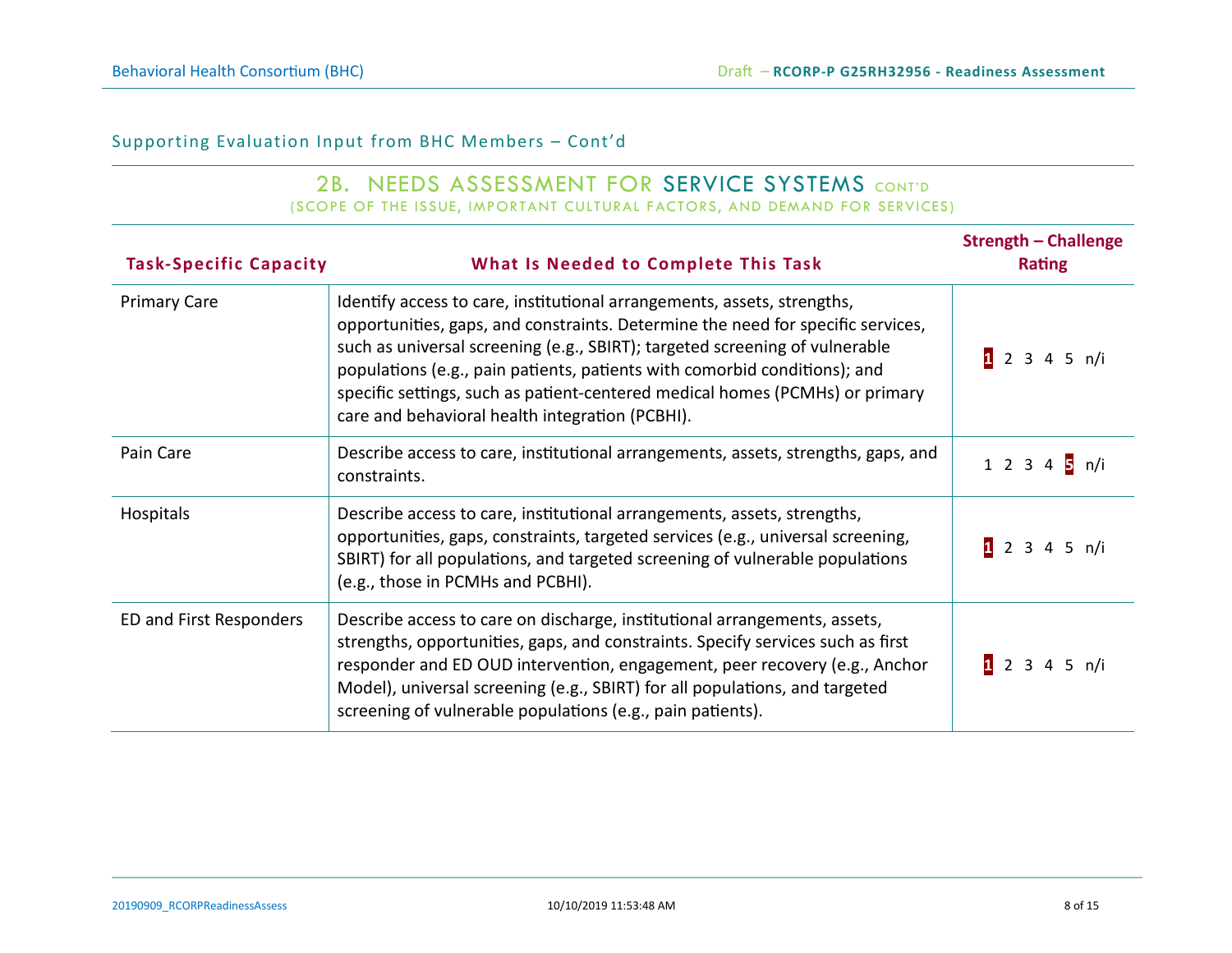## Supporting Evaluation Input from BHC Members – Cont'd

### 2B. NEEDS ASSESSMENT FOR SERVICE SYSTEMS CONT'D

(SCOPE OF THE ISSUE, IMPORTANT CULTURAL FACTORS, AND DEMAND FOR SERVICES)

| Task-Specific Capacity | What Is Needed to Complete This Task | Strength – Challenge Rating |
|---|---|---|
| Primary Care | Identify access to care, institutional arrangements, assets, strengths, opportunities, gaps, and constraints. Determine the need for specific services, such as universal screening (e.g., SBIRT); targeted screening of vulnerable populations (e.g., pain patients, patients with comorbid conditions); and specific settings, such as patient-centered medical homes (PCMHs) or primary care and behavioral health integration (PCBHI). | **1** 2 3 4 5 n/i |
| Pain Care | Describe access to care, institutional arrangements, assets, strengths, gaps, and constraints. | 1 2 3 4 **5** n/i |
| Hospitals | Describe access to care, institutional arrangements, assets, strengths, opportunities, gaps, constraints, targeted services (e.g., universal screening, SBIRT) for all populations, and targeted screening of vulnerable populations (e.g., those in PCMHs and PCBHI). | **1** 2 3 4 5 n/i |
| ED and First Responders | Describe access to care on discharge, institutional arrangements, assets, strengths, opportunities, gaps, and constraints. Specify services such as first responder and ED OUD intervention, engagement, peer recovery (e.g., Anchor Model), universal screening (e.g., SBIRT) for all populations, and targeted screening of vulnerable populations (e.g., pain patients). | **1** 2 3 4 5 n/i |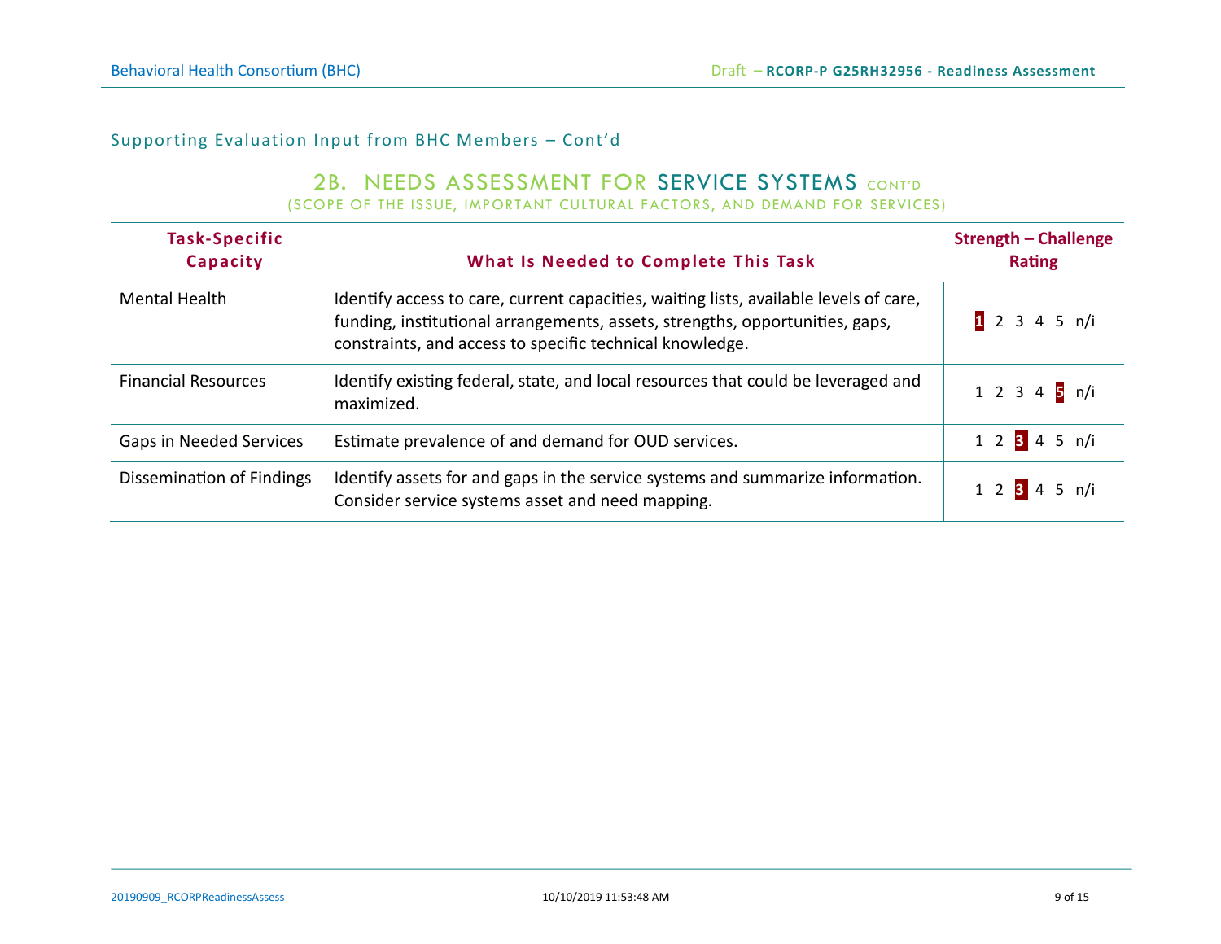## Supporting Evaluation Input from BHC Members – Cont'd

### 2B. NEEDS ASSESSMENT FOR SERVICE SYSTEMS CONT'D

(SCOPE OF THE ISSUE, IMPORTANT CULTURAL FACTORS, AND DEMAND FOR SERVICES)

| Task-Specific Capacity | What Is Needed to Complete This Task | Strength – Challenge Rating |
|---|---|---|
| Mental Health | Identify access to care, current capacities, waiting lists, available levels of care, funding, institutional arrangements, assets, strengths, opportunities, gaps, constraints, and access to specific technical knowledge. | **1** 2 3 4 5 n/i |
| Financial Resources | Identify existing federal, state, and local resources that could be leveraged and maximized. | 1 2 3 4 **5** n/i |
| Gaps in Needed Services | Estimate prevalence of and demand for OUD services. | 1 2 **3** 4 5 n/i |
| Dissemination of Findings | Identify assets for and gaps in the service systems and summarize information. Consider service systems asset and need mapping. | 1 2 **3** 4 5 n/i |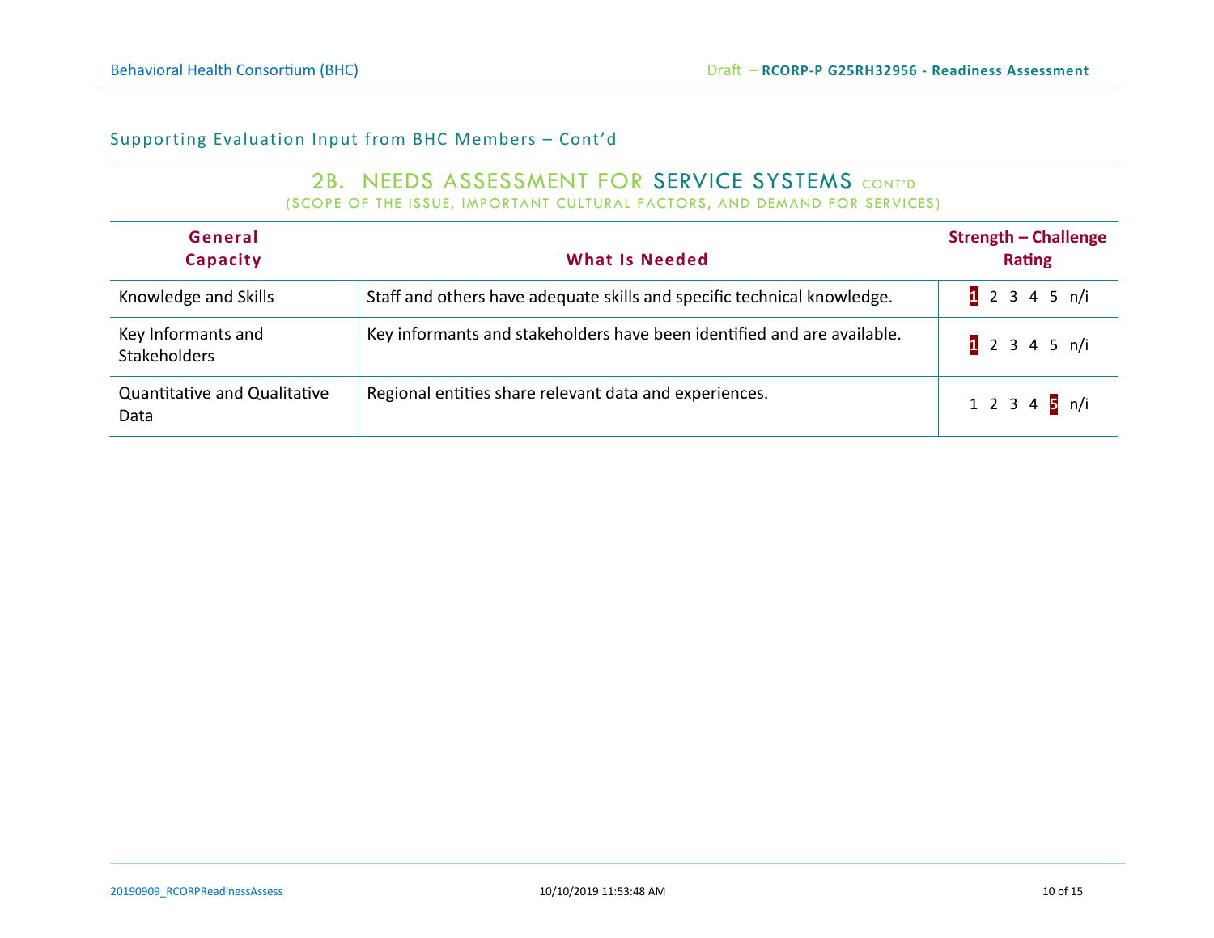## Supporting Evaluation Input from BHC Members – Cont'd

### 2B. NEEDS ASSESSMENT FOR SERVICE SYSTEMS CONT'D

(SCOPE OF THE ISSUE, IMPORTANT CULTURAL FACTORS, AND DEMAND FOR SERVICES)

| General Capacity | What Is Needed | Strength – Challenge Rating |
|---|---|---|
| Knowledge and Skills | Staff and others have adequate skills and specific technical knowledge. | **1** 2 3 4 5 n/i |
| Key Informants and Stakeholders | Key informants and stakeholders have been identified and are available. | **1** 2 3 4 5 n/i |
| Quantitative and Qualitative Data | Regional entities share relevant data and experiences. | 1 2 3 4 **5** n/i |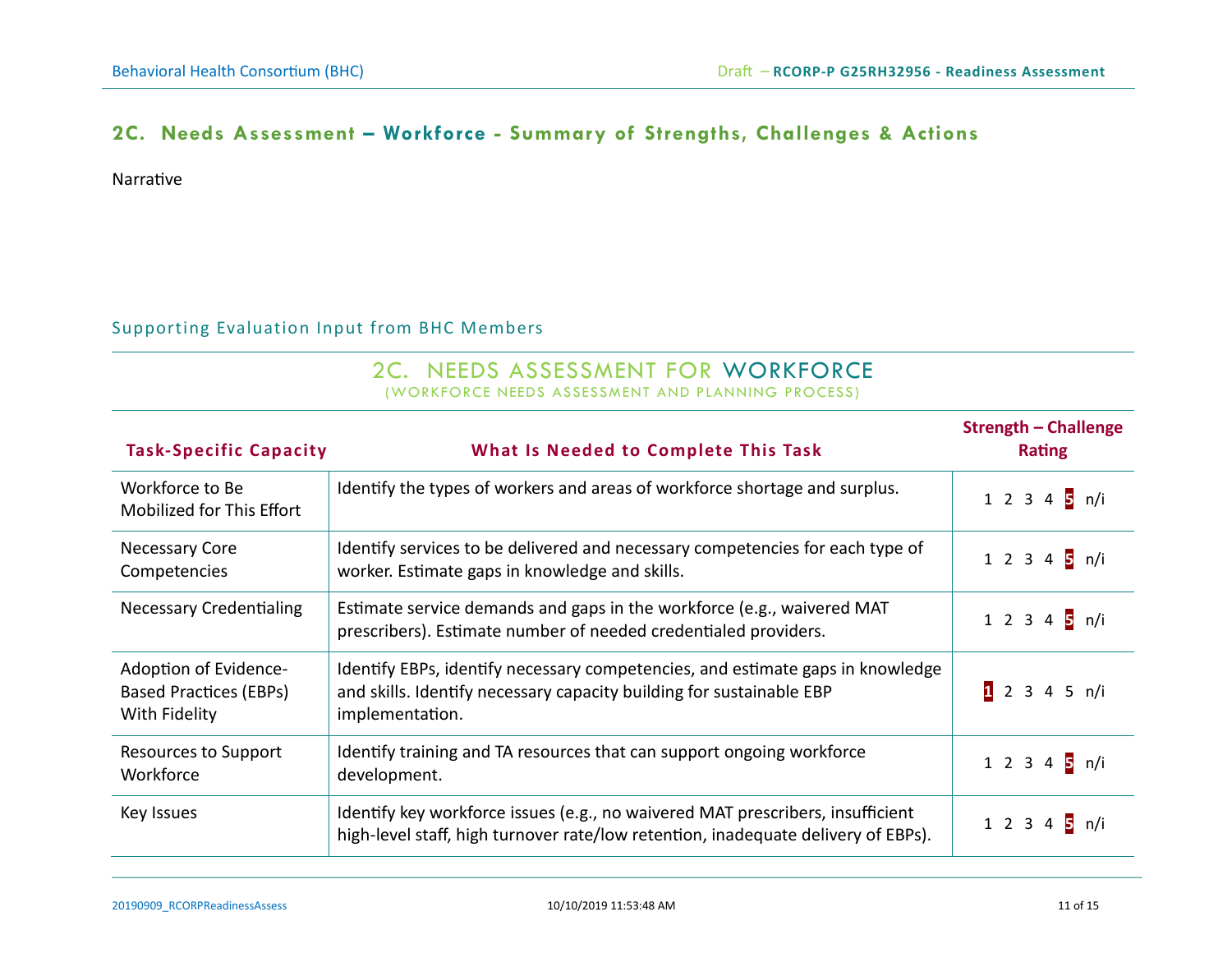## 2C. Needs Assessment – Workforce - Summary of Strengths, Challenges & Actions

Narrative

### Supporting Evaluation Input from BHC Members

**2C. NEEDS ASSESSMENT FOR WORKFORCE**
(WORKFORCE NEEDS ASSESSMENT AND PLANNING PROCESS)

| Task-Specific Capacity | What Is Needed to Complete This Task | Strength – Challenge Rating |
|---|---|---|
| Workforce to Be Mobilized for This Effort | Identify the types of workers and areas of workforce shortage and surplus. | 1 2 3 4 **5** n/i |
| Necessary Core Competencies | Identify services to be delivered and necessary competencies for each type of worker. Estimate gaps in knowledge and skills. | 1 2 3 4 **5** n/i |
| Necessary Credentialing | Estimate service demands and gaps in the workforce (e.g., waivered MAT prescribers). Estimate number of needed credentialed providers. | 1 2 3 4 **5** n/i |
| Adoption of Evidence-Based Practices (EBPs) With Fidelity | Identify EBPs, identify necessary competencies, and estimate gaps in knowledge and skills. Identify necessary capacity building for sustainable EBP implementation. | **1** 2 3 4 5 n/i |
| Resources to Support Workforce | Identify training and TA resources that can support ongoing workforce development. | 1 2 3 4 **5** n/i |
| Key Issues | Identify key workforce issues (e.g., no waivered MAT prescribers, insufficient high-level staff, high turnover rate/low retention, inadequate delivery of EBPs). | 1 2 3 4 **5** n/i |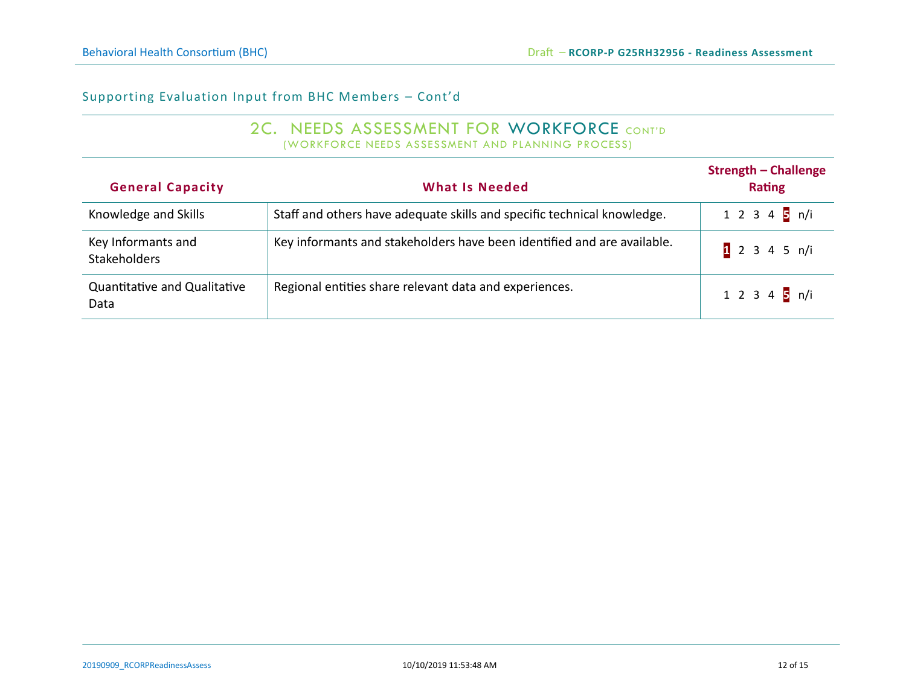## Supporting Evaluation Input from BHC Members – Cont'd

### 2C. NEEDS ASSESSMENT FOR WORKFORCE CONT'D

(WORKFORCE NEEDS ASSESSMENT AND PLANNING PROCESS)

| General Capacity | What Is Needed | Strength – Challenge Rating |
|---|---|---|
| Knowledge and Skills | Staff and others have adequate skills and specific technical knowledge. | 1 2 3 4 **5** n/i |
| Key Informants and Stakeholders | Key informants and stakeholders have been identified and are available. | **1** 2 3 4 5 n/i |
| Quantitative and Qualitative Data | Regional entities share relevant data and experiences. | 1 2 3 4 **5** n/i |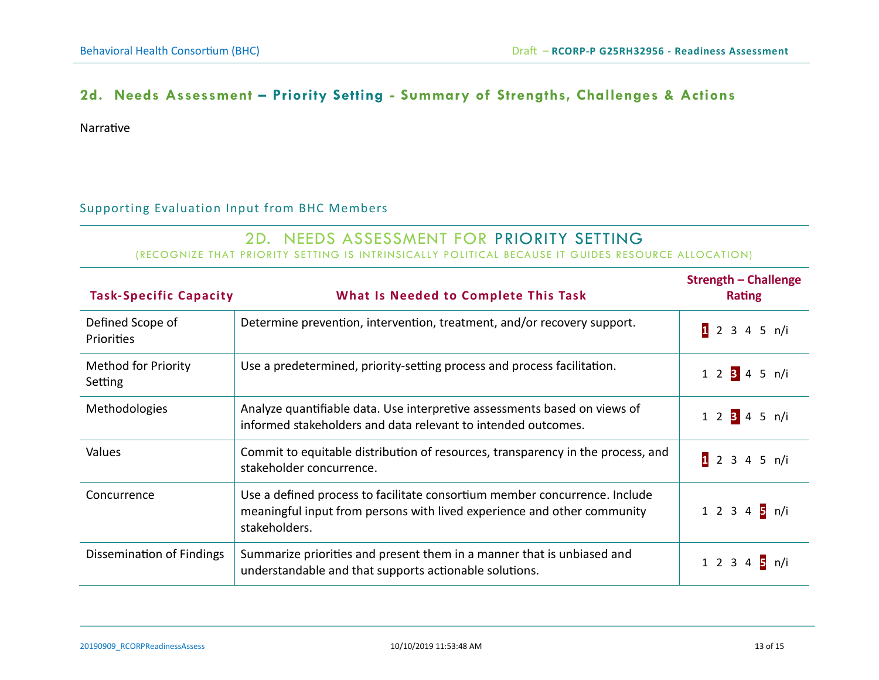## 2d. Needs Assessment – Priority Setting - Summary of Strengths, Challenges & Actions

Narrative

### Supporting Evaluation Input from BHC Members

#### 2D. NEEDS ASSESSMENT FOR PRIORITY SETTING

(RECOGNIZE THAT PRIORITY SETTING IS INTRINSICALLY POLITICAL BECAUSE IT GUIDES RESOURCE ALLOCATION)

| Task-Specific Capacity | What Is Needed to Complete This Task | Strength – Challenge Rating |
|---|---|---|
| Defined Scope of Priorities | Determine prevention, intervention, treatment, and/or recovery support. | **1** 2 3 4 5 n/i |
| Method for Priority Setting | Use a predetermined, priority-setting process and process facilitation. | 1 2 **3** 4 5 n/i |
| Methodologies | Analyze quantifiable data. Use interpretive assessments based on views of informed stakeholders and data relevant to intended outcomes. | 1 2 **3** 4 5 n/i |
| Values | Commit to equitable distribution of resources, transparency in the process, and stakeholder concurrence. | **1** 2 3 4 5 n/i |
| Concurrence | Use a defined process to facilitate consortium member concurrence. Include meaningful input from persons with lived experience and other community stakeholders. | 1 2 3 4 **5** n/i |
| Dissemination of Findings | Summarize priorities and present them in a manner that is unbiased and understandable and that supports actionable solutions. | 1 2 3 4 **5** n/i |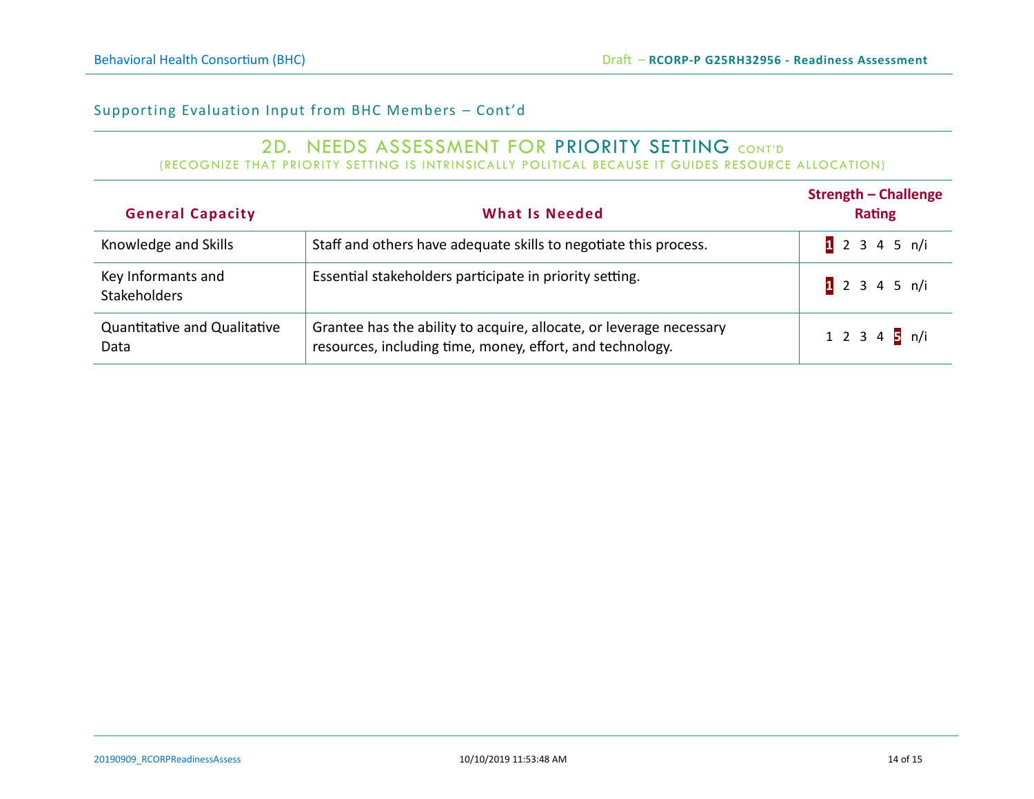## Supporting Evaluation Input from BHC Members – Cont'd

### 2D. NEEDS ASSESSMENT FOR PRIORITY SETTING CONT'D

(RECOGNIZE THAT PRIORITY SETTING IS INTRINSICALLY POLITICAL BECAUSE IT GUIDES RESOURCE ALLOCATION)

| General Capacity | What Is Needed | Strength – Challenge Rating |
|---|---|---|
| Knowledge and Skills | Staff and others have adequate skills to negotiate this process. | **1** 2 3 4 5 n/i |
| Key Informants and Stakeholders | Essential stakeholders participate in priority setting. | **1** 2 3 4 5 n/i |
| Quantitative and Qualitative Data | Grantee has the ability to acquire, allocate, or leverage necessary resources, including time, money, effort, and technology. | 1 2 3 4 **5** n/i |